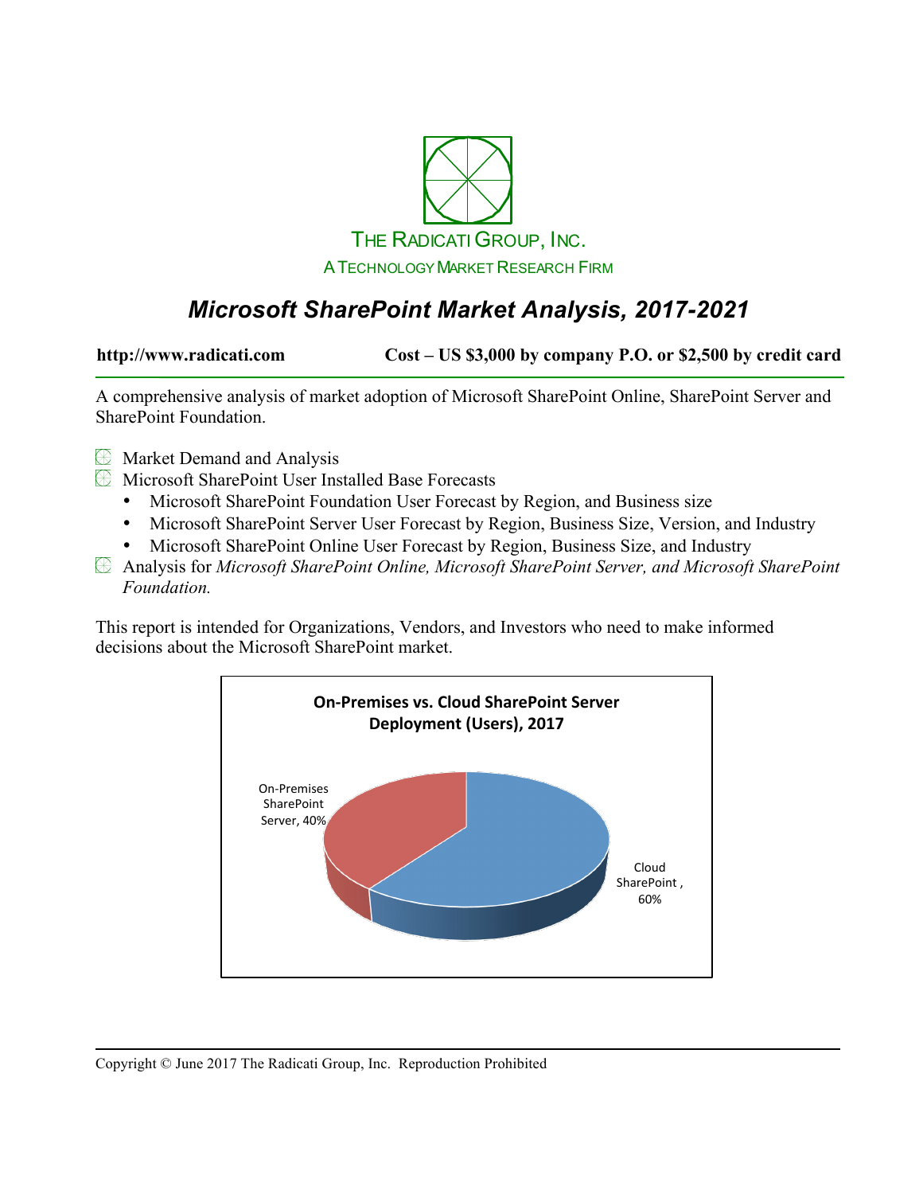THE RADICATI GROUP, INC.

A TECHNOLOGY MARKET RESEARCH FIRM

# *Microsoft SharePoint Market Analysis, 2017-2021*

**http://www.radicati.com** **Cost – US $3,000 by company P.O. or $2,500 by credit card**

A comprehensive analysis of market adoption of Microsoft SharePoint Online, SharePoint Server and SharePoint Foundation.

- Market Demand and Analysis
- Microsoft SharePoint User Installed Base Forecasts
  - Microsoft SharePoint Foundation User Forecast by Region, and Business size
  - Microsoft SharePoint Server User Forecast by Region, Business Size, Version, and Industry
  - Microsoft SharePoint Online User Forecast by Region, Business Size, and Industry
- Analysis for *Microsoft SharePoint Online, Microsoft SharePoint Server, and Microsoft SharePoint Foundation.*

This report is intended for Organizations, Vendors, and Investors who need to make informed decisions about the Microsoft SharePoint market.

**On-Premises vs. Cloud SharePoint Server Deployment (Users), 2017**

On-Premises SharePoint Server, 40%

Cloud SharePoint , 60%

Copyright © June 2017 The Radicati Group, Inc. Reproduction Prohibited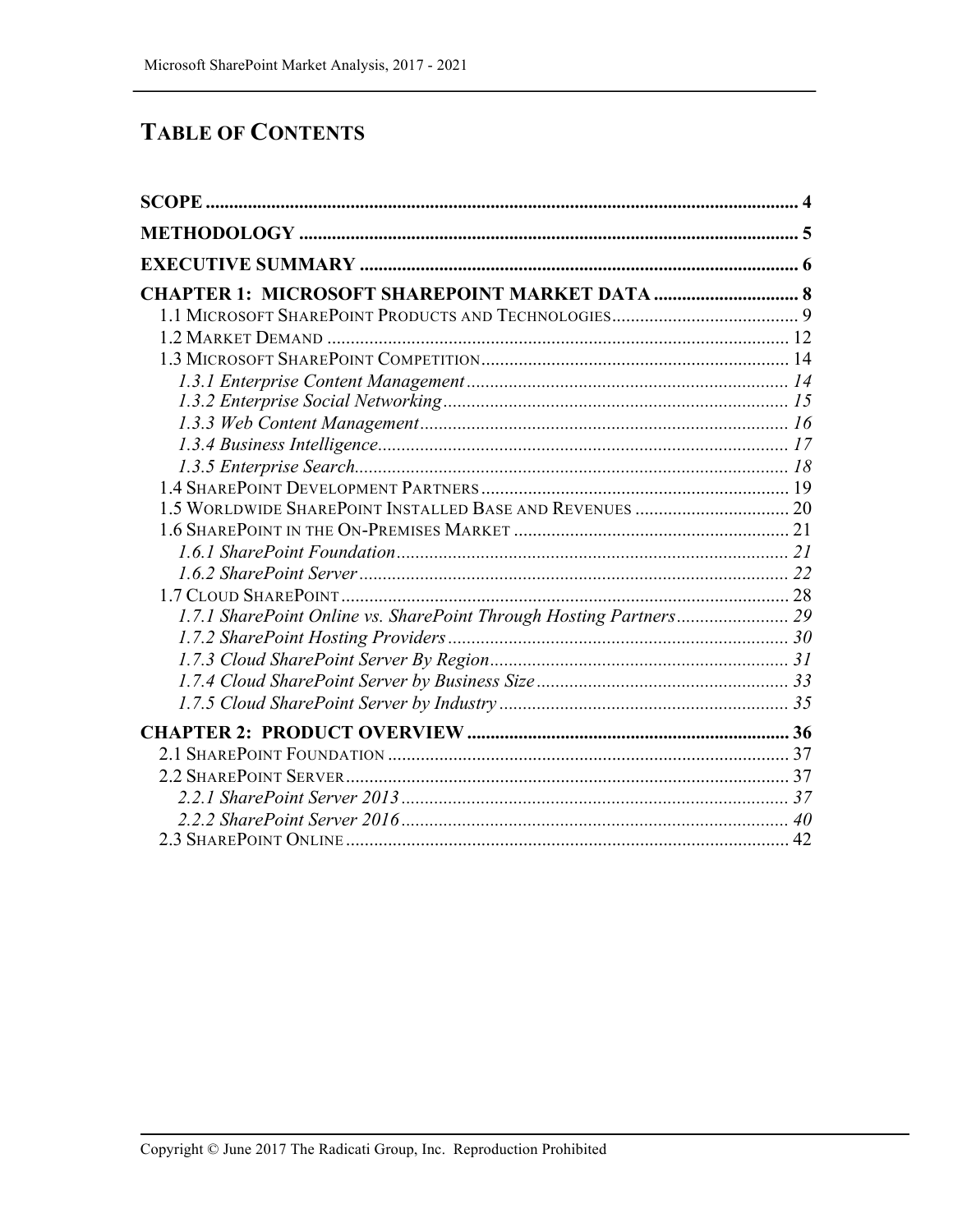# TABLE OF CONTENTS

**SCOPE** .......... 4

**METHODOLOGY** .......... 5

**EXECUTIVE SUMMARY** .......... 6

**CHAPTER 1: MICROSOFT SHAREPOINT MARKET DATA** .......... 8

- 1.1 Microsoft SharePoint Products and Technologies .......... 9
- 1.2 Market Demand .......... 12
- 1.3 Microsoft SharePoint Competition .......... 14
  - *1.3.1 Enterprise Content Management* .......... *14*
  - *1.3.2 Enterprise Social Networking* .......... *15*
  - *1.3.3 Web Content Management* .......... *16*
  - *1.3.4 Business Intelligence* .......... *17*
  - *1.3.5 Enterprise Search* .......... *18*
- 1.4 SharePoint Development Partners .......... 19
- 1.5 Worldwide SharePoint Installed Base and Revenues .......... 20
- 1.6 SharePoint in the On-Premises Market .......... 21
  - *1.6.1 SharePoint Foundation* .......... *21*
  - *1.6.2 SharePoint Server* .......... *22*
- 1.7 Cloud SharePoint .......... 28
  - *1.7.1 SharePoint Online vs. SharePoint Through Hosting Partners* .......... *29*
  - *1.7.2 SharePoint Hosting Providers* .......... *30*
  - *1.7.3 Cloud SharePoint Server By Region* .......... *31*
  - *1.7.4 Cloud SharePoint Server by Business Size* .......... *33*
  - *1.7.5 Cloud SharePoint Server by Industry* .......... *35*

**CHAPTER 2: PRODUCT OVERVIEW** .......... 36

- 2.1 SharePoint Foundation .......... 37
- 2.2 SharePoint Server .......... 37
  - *2.2.1 SharePoint Server 2013* .......... *37*
  - *2.2.2 SharePoint Server 2016* .......... *40*
- 2.3 SharePoint Online .......... 42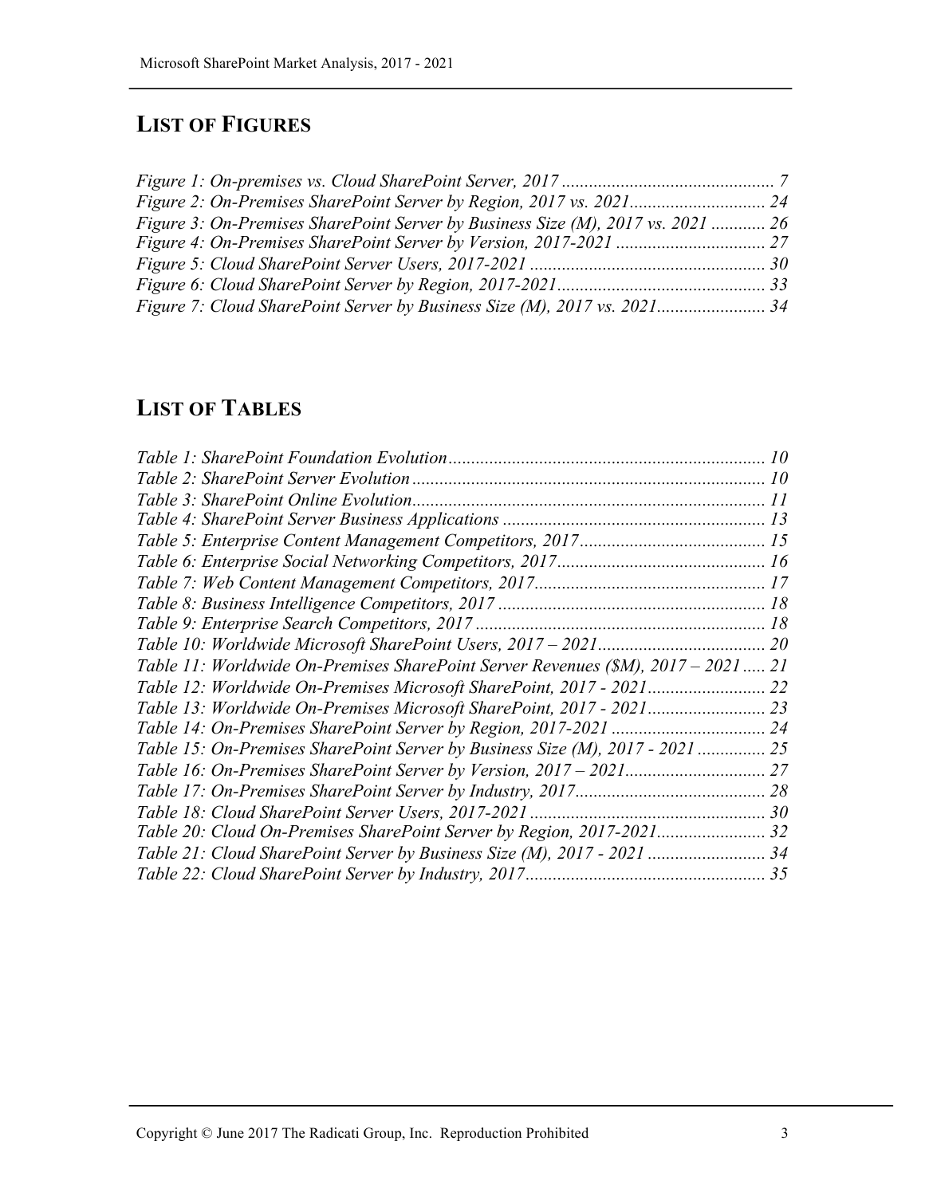## LIST OF FIGURES

*Figure 1: On-premises vs. Cloud SharePoint Server, 2017* ............................................... *7*
*Figure 2: On-Premises SharePoint Server by Region, 2017 vs. 2021*.............................. *24*
*Figure 3: On-Premises SharePoint Server by Business Size (M), 2017 vs. 2021* ............ *26*
*Figure 4: On-Premises SharePoint Server by Version, 2017-2021* ................................. *27*
*Figure 5: Cloud SharePoint Server Users, 2017-2021* .................................................... *30*
*Figure 6: Cloud SharePoint Server by Region, 2017-2021*.............................................. *33*
*Figure 7: Cloud SharePoint Server by Business Size (M), 2017 vs. 2021*........................ *34*

## LIST OF TABLES

*Table 1: SharePoint Foundation Evolution*...................................................................... *10*
*Table 2: SharePoint Server Evolution*.............................................................................. *10*
*Table 3: SharePoint Online Evolution*.............................................................................. *11*
*Table 4: SharePoint Server Business Applications* .......................................................... *13*
*Table 5: Enterprise Content Management Competitors, 2017*......................................... *15*
*Table 6: Enterprise Social Networking Competitors, 2017*.............................................. *16*
*Table 7: Web Content Management Competitors, 2017*................................................... *17*
*Table 8: Business Intelligence Competitors, 2017* ........................................................... *18*
*Table 9: Enterprise Search Competitors, 2017* ................................................................ *18*
*Table 10: Worldwide Microsoft SharePoint Users, 2017 – 2021*..................................... *20*
*Table 11: Worldwide On-Premises SharePoint Server Revenues ($M), 2017 – 2021* ..... *21*
*Table 12: Worldwide On-Premises Microsoft SharePoint, 2017 - 2021*.......................... *22*
*Table 13: Worldwide On-Premises Microsoft SharePoint, 2017 - 2021*.......................... *23*
*Table 14: On-Premises SharePoint Server by Region, 2017-2021* .................................. *24*
*Table 15: On-Premises SharePoint Server by Business Size (M), 2017 - 2021* ............... *25*
*Table 16: On-Premises SharePoint Server by Version, 2017 – 2021*............................... *27*
*Table 17: On-Premises SharePoint Server by Industry, 2017*.......................................... *28*
*Table 18: Cloud SharePoint Server Users, 2017-2021* .................................................... *30*
*Table 20: Cloud On-Premises SharePoint Server by Region, 2017-2021*........................ *32*
*Table 21: Cloud SharePoint Server by Business Size (M), 2017 - 2021* ......................... *34*
*Table 22: Cloud SharePoint Server by Industry, 2017*..................................................... *35*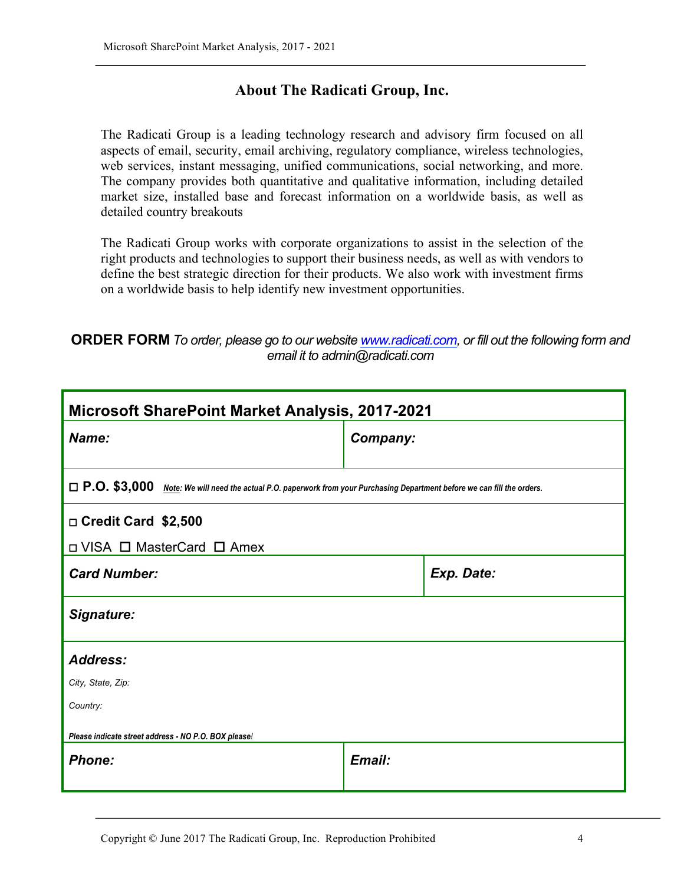## About The Radicati Group, Inc.

The Radicati Group is a leading technology research and advisory firm focused on all aspects of email, security, email archiving, regulatory compliance, wireless technologies, web services, instant messaging, unified communications, social networking, and more. The company provides both quantitative and qualitative information, including detailed market size, installed base and forecast information on a worldwide basis, as well as detailed country breakouts

The Radicati Group works with corporate organizations to assist in the selection of the right products and technologies to support their business needs, as well as with vendors to define the best strategic direction for their products. We also work with investment firms on a worldwide basis to help identify new investment opportunities.

**ORDER FORM** *To order, please go to our website [www.radicati.com](http://www.radicati.com), or fill out the following form and email it to admin@radicati.com*

| **Microsoft SharePoint Market Analysis, 2017-2021** | |
|---|---|
| ***Name:*** | ***Company:*** |
| ☐ **P.O. $3,000** ***Note: We will need the actual P.O. paperwork from your Purchasing Department before we can fill the orders.*** | |
| ☐ **Credit Card $2,500** <br> ☐ VISA ☐ MasterCard ☐ Amex | |
| ***Card Number:*** | ***Exp. Date:*** |
| ***Signature:*** | |
| ***Address:*** <br> *City, State, Zip:* <br> *Country:* <br> ***Please indicate street address - NO P.O. BOX please!*** | |
| ***Phone:*** | ***Email:*** |

Copyright © June 2017 The Radicati Group, Inc. Reproduction Prohibited